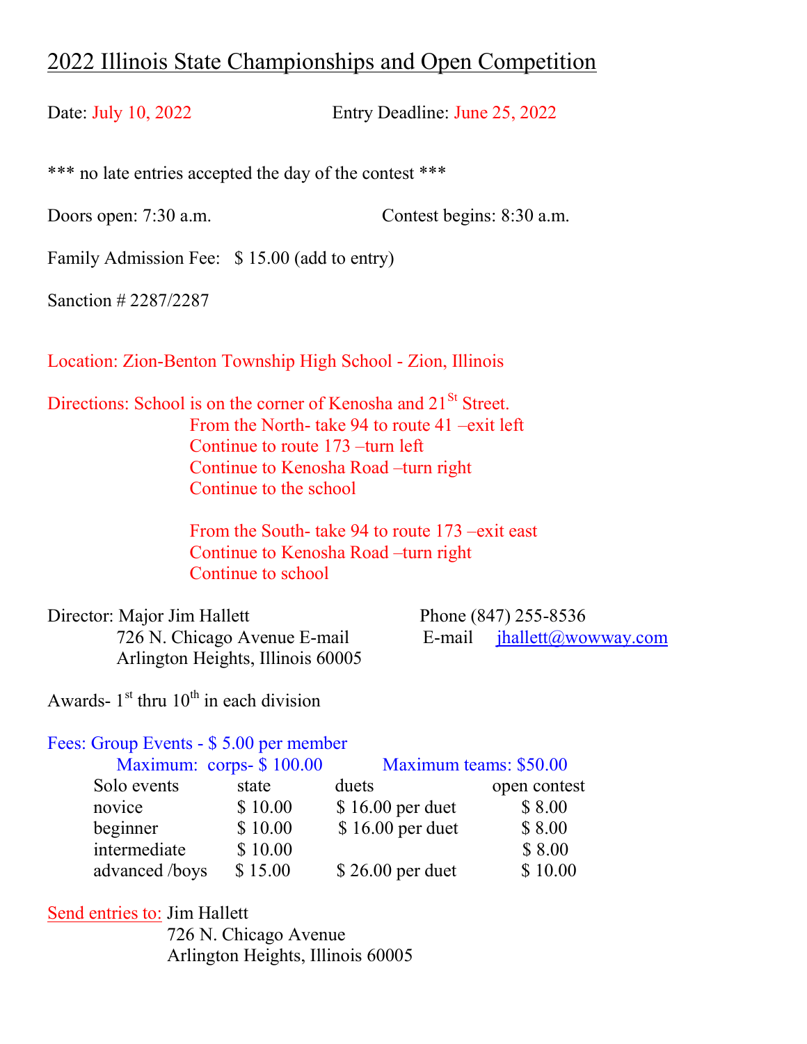# 2022 Illinois State Championships and Open Competition

Date: July 10, 2022 Entry Deadline: June 25, 2022

*** no late entries accepted the day of the contest ***

Doors open: 7:30 a.m. Contest begins: 8:30 a.m.

Family Admission Fee: $ 15.00 (add to entry)

Sanction # 2287/2287

Location: Zion-Benton Township High School - Zion, Illinois

Directions: School is on the corner of Kenosha and 21St Street.

From the North- take 94 to route 41 –exit left
Continue to route 173 –turn left
Continue to Kenosha Road –turn right
Continue to the school

From the South- take 94 to route 173 –exit east
Continue to Kenosha Road –turn right
Continue to school

Director: Major Jim Hallett
726 N. Chicago Avenue E-mail
Arlington Heights, Illinois 60005

Phone (847) 255-8536
E-mail jhallett@wowway.com

Awards- 1st thru 10th in each division

Fees: Group Events - $ 5.00 per member

Maximum: corps- $ 100.00 Maximum teams: $50.00

| Solo events | state | duets | open contest |
|---|---|---|---|
| novice | $ 10.00 | $ 16.00 per duet | $ 8.00 |
| beginner | $ 10.00 | $ 16.00 per duet | $ 8.00 |
| intermediate | $ 10.00 | | $ 8.00 |
| advanced /boys | $ 15.00 | $ 26.00 per duet | $ 10.00 |

Send entries to: Jim Hallett
726 N. Chicago Avenue
Arlington Heights, Illinois 60005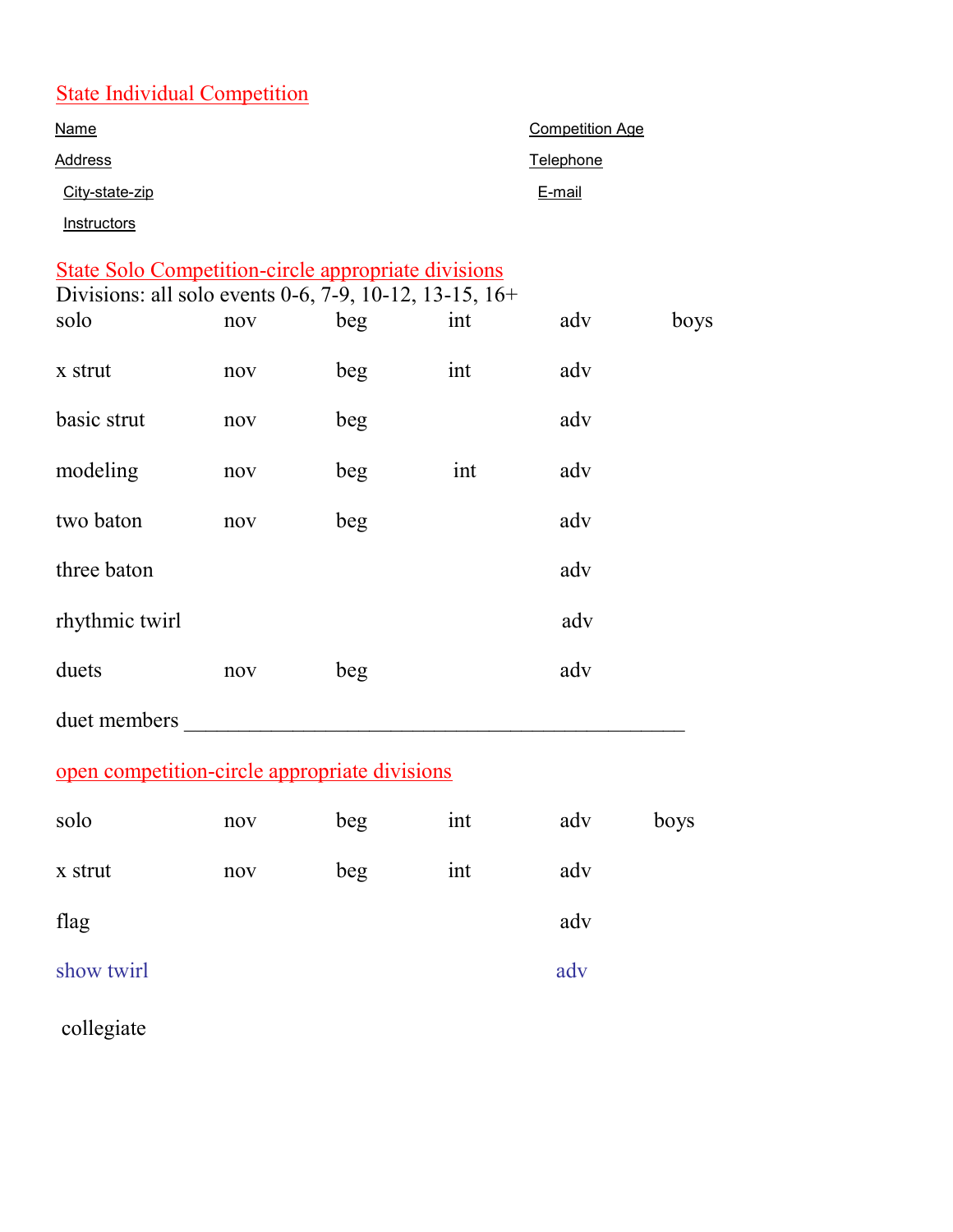## State Individual Competition

Name | Competition Age
---|---
Address | Telephone
City-state-zip | E-mail
Instructors |

## State Solo Competition-circle appropriate divisions

Divisions: all solo events 0-6, 7-9, 10-12, 13-15, 16+

| | | | | | |
|---|---|---|---|---|---|
| solo | nov | beg | int | adv | boys |
| x strut | nov | beg | int | adv | |
| basic strut | nov | beg | | adv | |
| modeling | nov | beg | int | adv | |
| two baton | nov | beg | | adv | |
| three baton | | | | adv | |
| rhythmic twirl | | | | adv | |
| duets | nov | beg | | adv | |

duet members ______________________________________________

## open competition-circle appropriate divisions

| | | | | | |
|---|---|---|---|---|---|
| solo | nov | beg | int | adv | boys |
| x strut | nov | beg | int | adv | |
| flag | | | | adv | |
| show twirl | | | | adv | |
| collegiate | | | | | |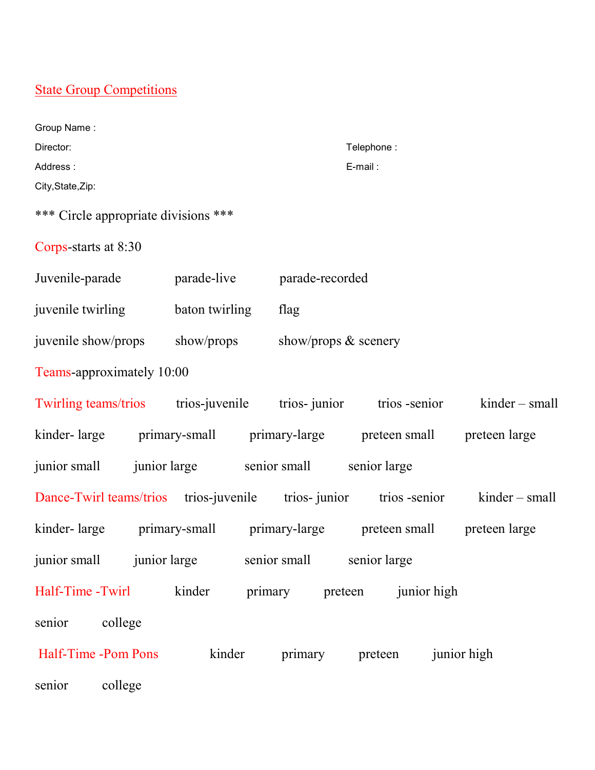## State Group Competitions

Group Name :

Director: Telephone :

Address : E-mail :

City,State,Zip:

*** Circle appropriate divisions ***

Corps-starts at 8:30

Juvenile-parade parade-live parade-recorded

juvenile twirling baton twirling flag

juvenile show/props show/props show/props & scenery

Teams-approximately 10:00

Twirling teams/trios trios-juvenile trios- junior trios -senior kinder – small

kinder- large primary-small primary-large preteen small preteen large

junior small junior large senior small senior large

Dance-Twirl teams/trios trios-juvenile trios- junior trios -senior kinder – small

kinder- large primary-small primary-large preteen small preteen large

junior small junior large senior small senior large

Half-Time -Twirl kinder primary preteen junior high

senior college

Half-Time -Pom Pons kinder primary preteen junior high

senior college